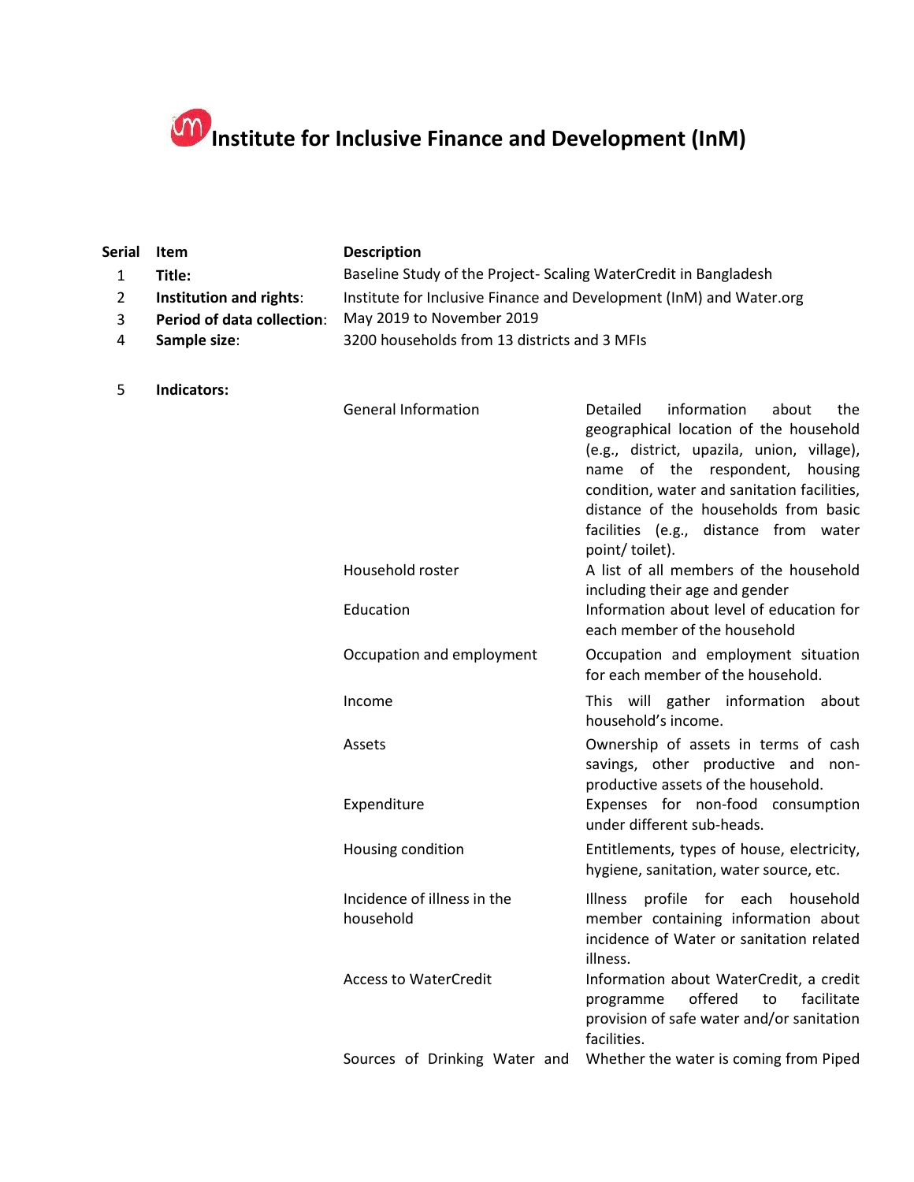# Institute for Inclusive Finance and Development (InM)

| Serial | Item | Description | |
|---|---|---|---|
| 1 | **Title:** | Baseline Study of the Project- Scaling WaterCredit in Bangladesh | |
| 2 | **Institution and rights**: | Institute for Inclusive Finance and Development (InM) and Water.org | |
| 3 | **Period of data collection**: | May 2019 to November 2019 | |
| 4 | **Sample size**: | 3200 households from 13 districts and 3 MFIs | |
| 5 | **Indicators:** | | |
| | | General Information | Detailed information about the geographical location of the household (e.g., district, upazila, union, village), name of the respondent, housing condition, water and sanitation facilities, distance of the households from basic facilities (e.g., distance from water point/ toilet). |
| | | Household roster | A list of all members of the household including their age and gender |
| | | Education | Information about level of education for each member of the household |
| | | Occupation and employment | Occupation and employment situation for each member of the household. |
| | | Income | This will gather information about household's income. |
| | | Assets | Ownership of assets in terms of cash savings, other productive and non-productive assets of the household. |
| | | Expenditure | Expenses for non-food consumption under different sub-heads. |
| | | Housing condition | Entitlements, types of house, electricity, hygiene, sanitation, water source, etc. |
| | | Incidence of illness in the household | Illness profile for each household member containing information about incidence of Water or sanitation related illness. |
| | | Access to WaterCredit | Information about WaterCredit, a credit programme offered to facilitate provision of safe water and/or sanitation facilities. |
| | | Sources of Drinking Water and | Whether the water is coming from Piped |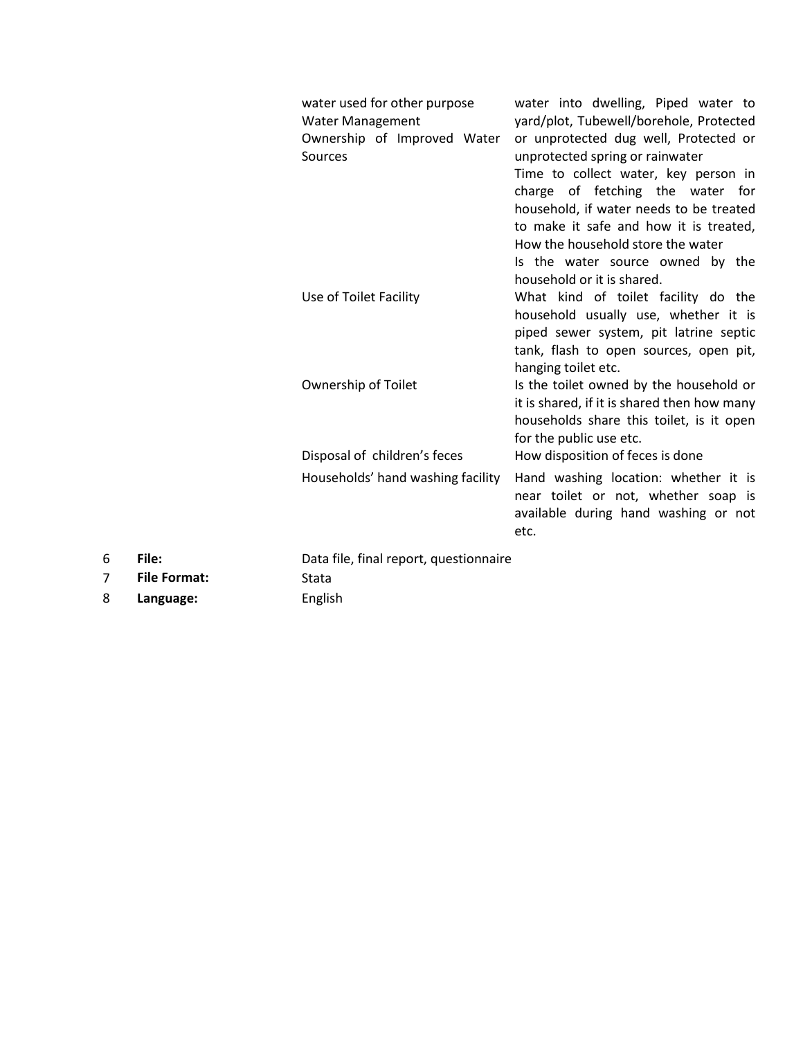| | |
|---|---|
| water used for other purpose<br>Water Management<br>Ownership of Improved Water Sources | water into dwelling, Piped water to yard/plot, Tubewell/borehole, Protected or unprotected dug well, Protected or unprotected spring or rainwater<br>Time to collect water, key person in charge of fetching the water for household, if water needs to be treated to make it safe and how it is treated, How the household store the water<br>Is the water source owned by the household or it is shared. |
| Use of Toilet Facility | What kind of toilet facility do the household usually use, whether it is piped sewer system, pit latrine septic tank, flash to open sources, open pit, hanging toilet etc. |
| Ownership of Toilet | Is the toilet owned by the household or it is shared, if it is shared then how many households share this toilet, is it open for the public use etc. |
| Disposal of children's feces | How disposition of feces is done |
| Households' hand washing facility | Hand washing location: whether it is near toilet or not, whether soap is available during hand washing or not etc. |

| | | |
|---|---|---|
| 6 | **File:** | Data file, final report, questionnaire |
| 7 | **File Format:** | Stata |
| 8 | **Language:** | English |